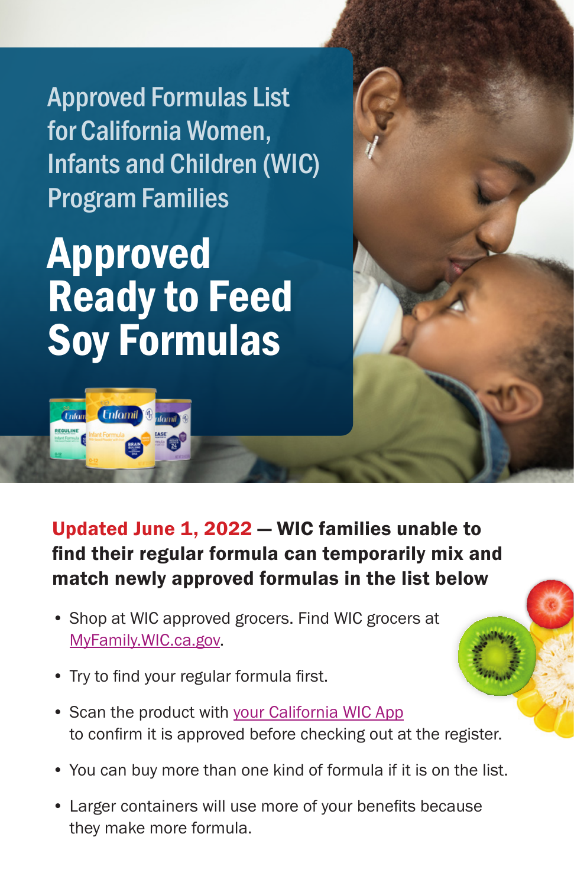Approved Formulas List for California Women, Infants and Children (WIC) Program Families

# Approved Ready to Feed Soy Formulas

**Updated June 1, 2022 — WIC families unable to find their regular formula can temporarily mix and match newly approved formulas in the list below**

- Shop at WIC approved grocers. Find WIC grocers at MyFamily.WIC.ca.gov.
- Try to find your regular formula first.
- Scan the product with your California WIC App to confirm it is approved before checking out at the register.
- You can buy more than one kind of formula if it is on the list.
- Larger containers will use more of your benefits because they make more formula.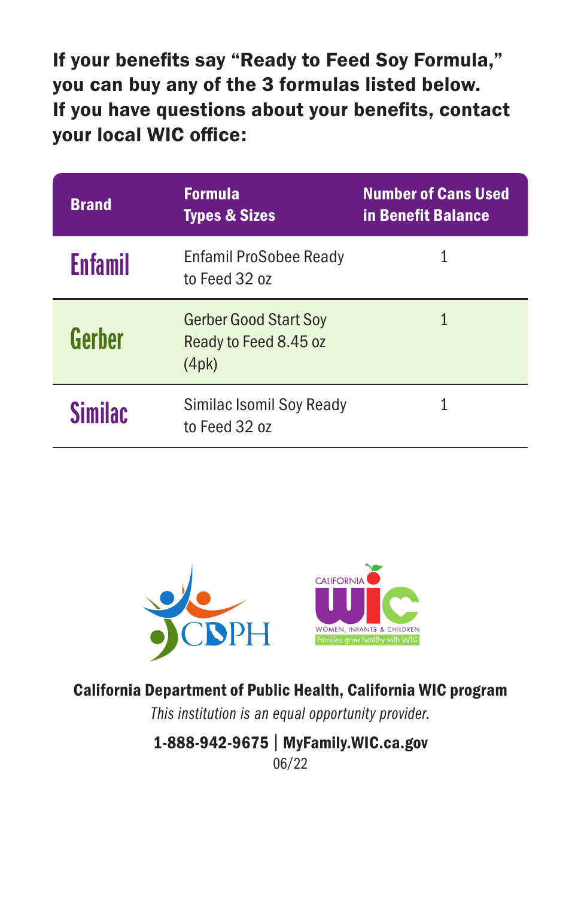**If your benefits say "Ready to Feed Soy Formula," you can buy any of the 3 formulas listed below. If you have questions about your benefits, contact your local WIC office:**

| Brand | Formula Types & Sizes | Number of Cans Used in Benefit Balance |
| --- | --- | --- |
| Enfamil | Enfamil ProSobee Ready to Feed 32 oz | 1 |
| Gerber | Gerber Good Start Soy Ready to Feed 8.45 oz (4pk) | 1 |
| Similac | Similac Isomil Soy Ready to Feed 32 oz | 1 |

**California Department of Public Health, California WIC program**

*This institution is an equal opportunity provider.*

**1-888-942-9675 | MyFamily.WIC.ca.gov**

06/22